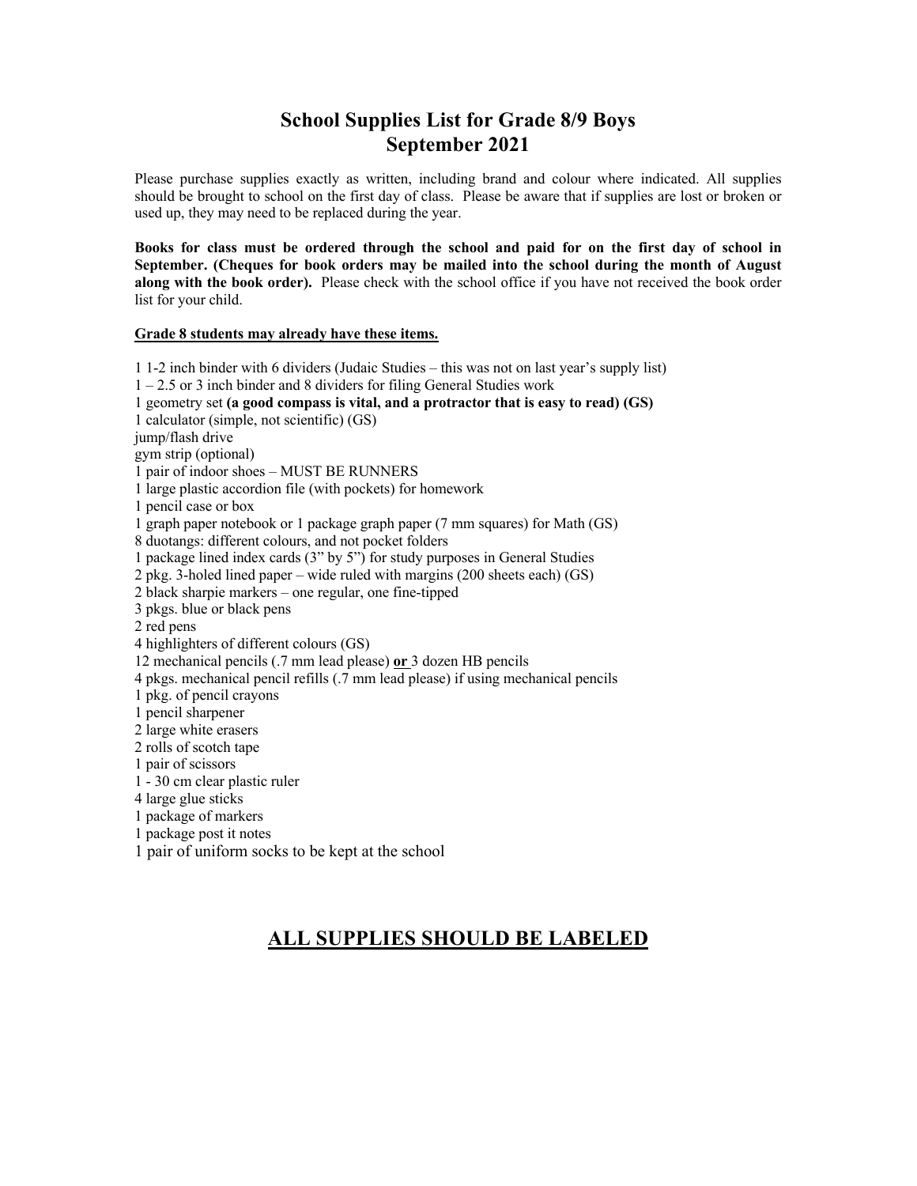# School Supplies List for Grade 8/9 Boys
# September 2021

Please purchase supplies exactly as written, including brand and colour where indicated. All supplies should be brought to school on the first day of class. Please be aware that if supplies are lost or broken or used up, they may need to be replaced during the year.

**Books for class must be ordered through the school and paid for on the first day of school in September. (Cheques for book orders may be mailed into the school during the month of August along with the book order).** Please check with the school office if you have not received the book order list for your child.

**<u>Grade 8 students may already have these items.</u>**

1 1-2 inch binder with 6 dividers (Judaic Studies – this was not on last year's supply list)  
1 – 2.5 or 3 inch binder and 8 dividers for filing General Studies work  
1 geometry set **(a good compass is vital, and a protractor that is easy to read) (GS)**  
1 calculator (simple, not scientific) (GS)  
jump/flash drive  
gym strip (optional)  
1 pair of indoor shoes – MUST BE RUNNERS  
1 large plastic accordion file (with pockets) for homework  
1 pencil case or box  
1 graph paper notebook or 1 package graph paper (7 mm squares) for Math (GS)  
8 duotangs: different colours, and not pocket folders  
1 package lined index cards (3" by 5") for study purposes in General Studies  
2 pkg. 3-holed lined paper – wide ruled with margins (200 sheets each) (GS)  
2 black sharpie markers – one regular, one fine-tipped  
3 pkgs. blue or black pens  
2 red pens  
4 highlighters of different colours (GS)  
12 mechanical pencils (.7 mm lead please) **<u>or</u>** 3 dozen HB pencils  
4 pkgs. mechanical pencil refills (.7 mm lead please) if using mechanical pencils  
1 pkg. of pencil crayons  
1 pencil sharpener  
2 large white erasers  
2 rolls of scotch tape  
1 pair of scissors  
1 - 30 cm clear plastic ruler  
4 large glue sticks  
1 package of markers  
1 package post it notes  
1 pair of uniform socks to be kept at the school

## <u>ALL SUPPLIES SHOULD BE LABELED</u>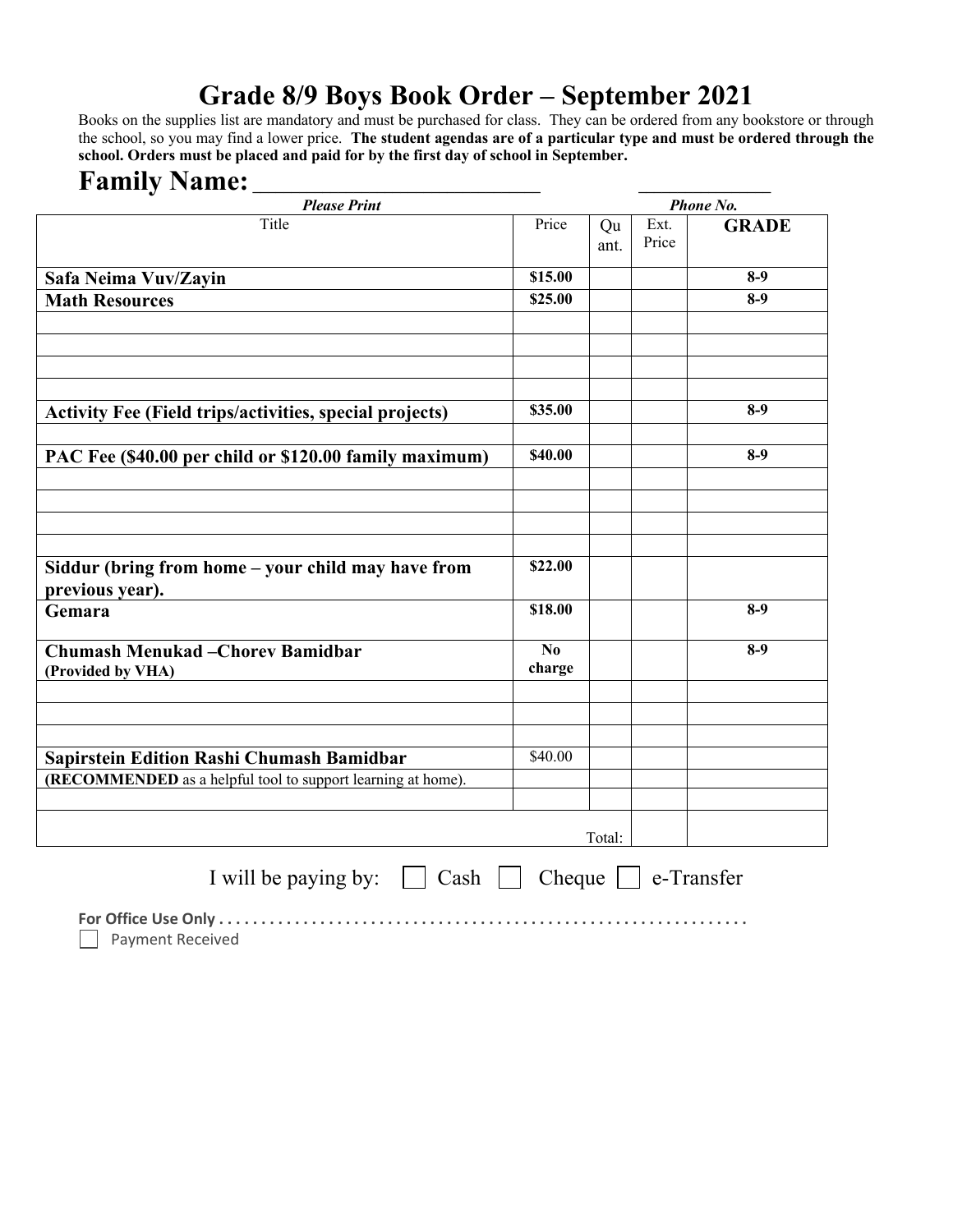# Grade 8/9 Boys Book Order – September 2021

Books on the supplies list are mandatory and must be purchased for class. They can be ordered from any bookstore or through the school, so you may find a lower price. **The student agendas are of a particular type and must be ordered through the school. Orders must be placed and paid for by the first day of school in September.**

## Family Name: ________________________ ______________

***Please Print*** ***Phone No.***

| Title | Price | Quant. | Ext. Price | GRADE |
|---|---|---|---|---|
| **Safa Neima Vuv/Zayin** | **$15.00** | | | **8-9** |
| **Math Resources** | **$25.00** | | | **8-9** |
| | | | | |
| | | | | |
| | | | | |
| | | | | |
| **Activity Fee (Field trips/activities, special projects)** | **$35.00** | | | **8-9** |
| | | | | |
| **PAC Fee ($40.00 per child or $120.00 family maximum)** | **$40.00** | | | **8-9** |
| | | | | |
| | | | | |
| | | | | |
| | | | | |
| **Siddur (bring from home – your child may have from previous year).** | **$22.00** | | | |
| **Gemara** | **$18.00** | | | **8-9** |
| **Chumash Menukad –Chorev Bamidbar** **(Provided by VHA)** | **No charge** | | | **8-9** |
| | | | | |
| | | | | |
| | | | | |
| **Sapirstein Edition Rashi Chumash Bamidbar** | $40.00 | | | |
| **(RECOMMENDED** as a helpful tool to support learning at home). | | | | |
| | | | | |
| | | Total: | | |

I will be paying by: ☐ Cash ☐ Cheque ☐ e-Transfer

**For Office Use Only . . . . . . . . . . . . . . . . . . . . . . . . . . . . . . . . . . . . . . . . . . . . . . . . . . . . . . . . . . . . .**

☐ Payment Received